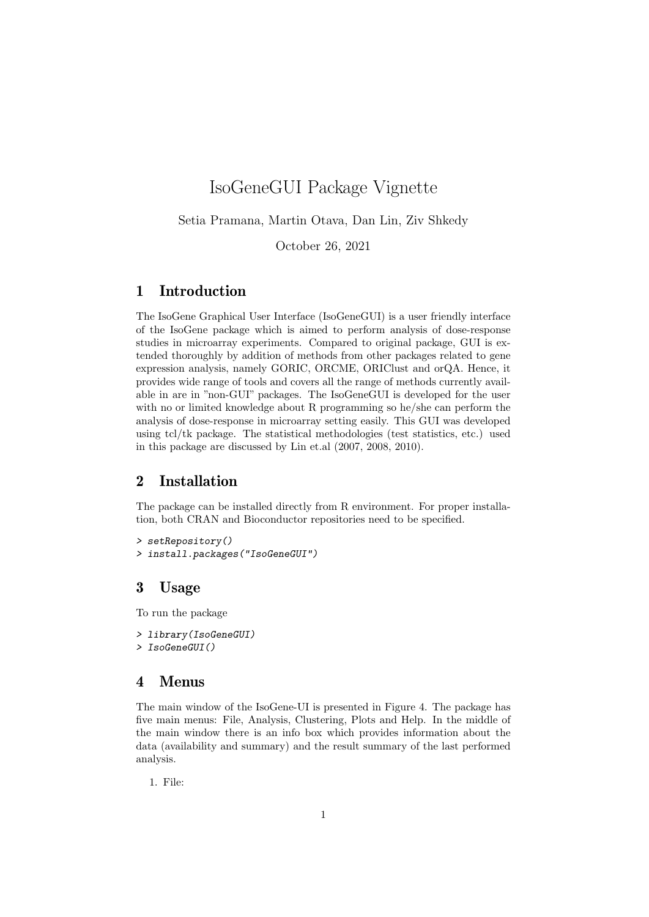# IsoGeneGUI Package Vignette

Setia Pramana, Martin Otava, Dan Lin, Ziv Shkedy

October 26, 2021

## 1 Introduction

The IsoGene Graphical User Interface (IsoGeneGUI) is a user friendly interface of the IsoGene package which is aimed to perform analysis of dose-response studies in microarray experiments. Compared to original package, GUI is extended thoroughly by addition of methods from other packages related to gene expression analysis, namely GORIC, ORCME, ORIClust and orQA. Hence, it provides wide range of tools and covers all the range of methods currently available in are in "non-GUI" packages. The IsoGeneGUI is developed for the user with no or limited knowledge about R programming so he/she can perform the analysis of dose-response in microarray setting easily. This GUI was developed using tcl/tk package. The statistical methodologies (test statistics, etc.) used in this package are discussed by Lin et.al (2007, 2008, 2010).

## 2 Installation

The package can be installed directly from R environment. For proper installation, both CRAN and Bioconductor repositories need to be specified.

```
> setRepository()
> install.packages("IsoGeneGUI")
```

## 3 Usage

To run the package

```
> library(IsoGeneGUI)
> IsoGeneGUI()
```

## 4 Menus

The main window of the IsoGene-UI is presented in Figure 4. The package has five main menus: File, Analysis, Clustering, Plots and Help. In the middle of the main window there is an info box which provides information about the data (availability and summary) and the result summary of the last performed analysis.

1. File: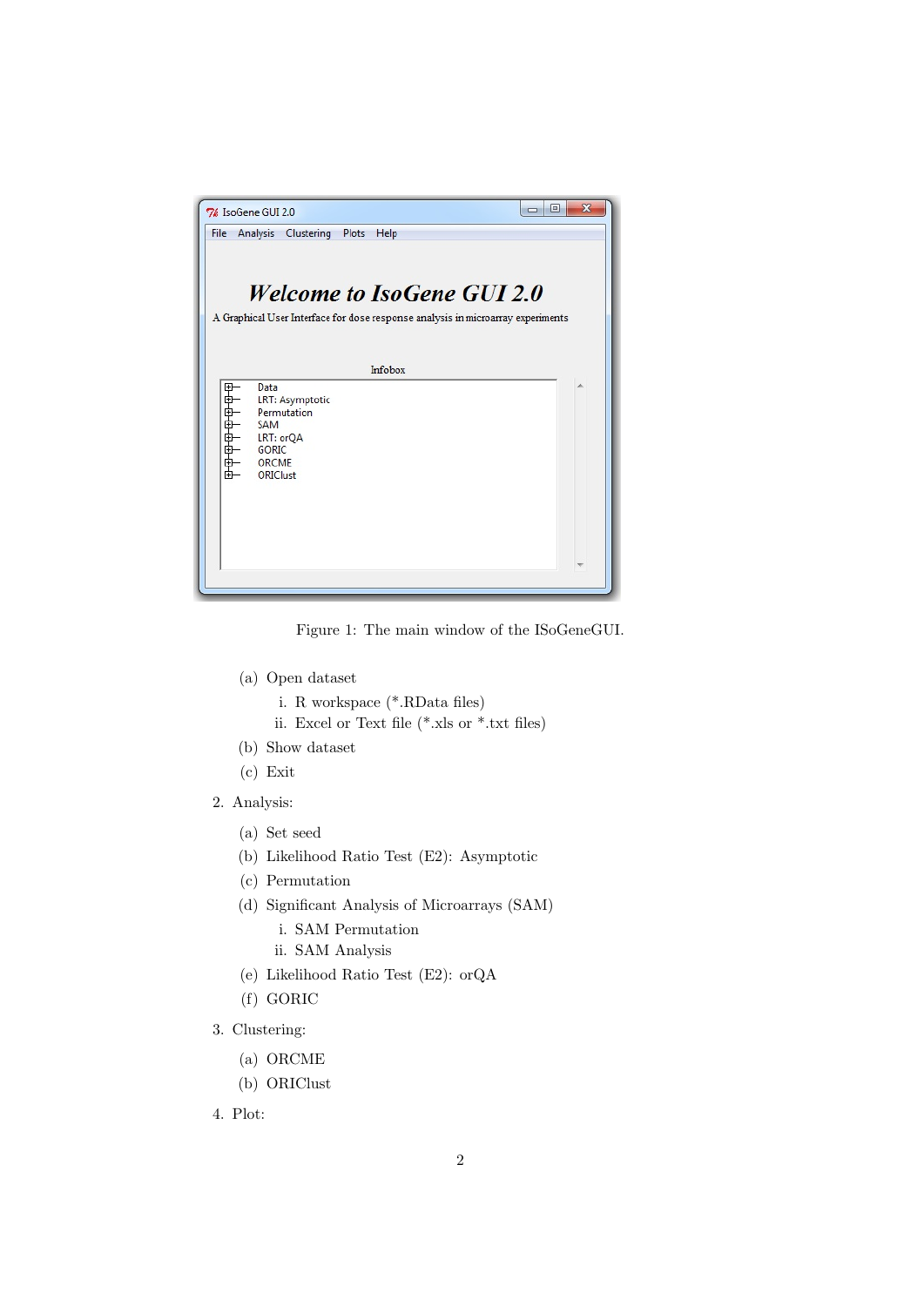Figure 1: The main window of the ISoGeneGUI.

(a) Open dataset
   i. R workspace (*.RData files)
   ii. Excel or Text file (*.xls or *.txt files)
(b) Show dataset
(c) Exit

2. Analysis:
   (a) Set seed
   (b) Likelihood Ratio Test (E2): Asymptotic
   (c) Permutation
   (d) Significant Analysis of Microarrays (SAM)
      i. SAM Permutation
      ii. SAM Analysis
   (e) Likelihood Ratio Test (E2): orQA
   (f) GORIC
3. Clustering:
   (a) ORCME
   (b) ORIClust
4. Plot: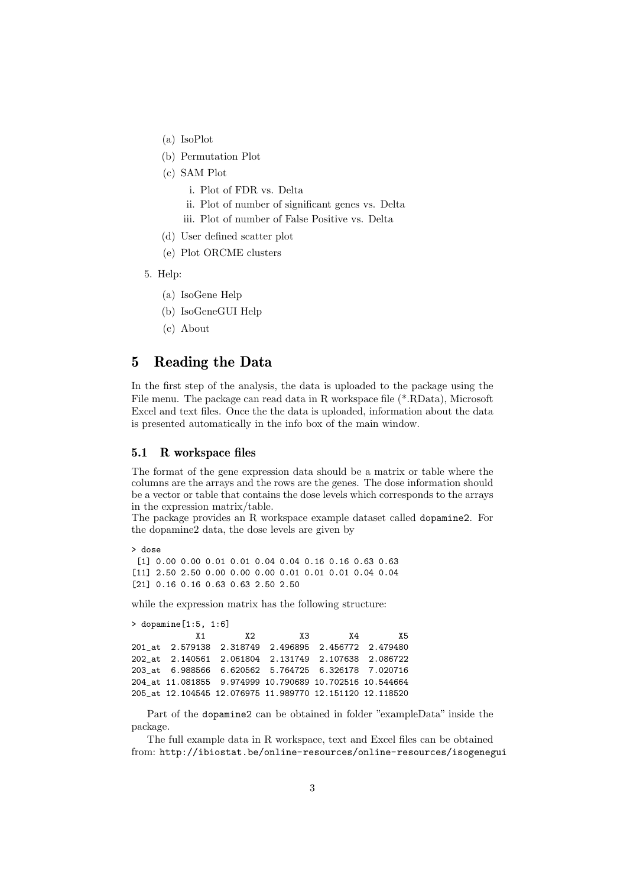(a) IsoPlot

(b) Permutation Plot

(c) SAM Plot

i. Plot of FDR vs. Delta

ii. Plot of number of significant genes vs. Delta

iii. Plot of number of False Positive vs. Delta

(d) User defined scatter plot

(e) Plot ORCME clusters

5. Help:

(a) IsoGene Help

(b) IsoGeneGUI Help

(c) About

# 5 Reading the Data

In the first step of the analysis, the data is uploaded to the package using the File menu. The package can read data in R workspace file (*.RData), Microsoft Excel and text files. Once the the data is uploaded, information about the data is presented automatically in the info box of the main window.

## 5.1 R workspace files

The format of the gene expression data should be a matrix or table where the columns are the arrays and the rows are the genes. The dose information should be a vector or table that contains the dose levels which corresponds to the arrays in the expression matrix/table.

The package provides an R workspace example dataset called `dopamine2`. For the dopamine2 data, the dose levels are given by

```
> dose
 [1] 0.00 0.00 0.01 0.01 0.04 0.04 0.16 0.16 0.63 0.63
[11] 2.50 2.50 0.00 0.00 0.00 0.01 0.01 0.01 0.04 0.04
[21] 0.16 0.16 0.63 0.63 2.50 2.50
```

while the expression matrix has the following structure:

```
> dopamine[1:5, 1:6]
              X1        X2        X3        X4        X5
201_at  2.579138  2.318749  2.496895  2.456772  2.479480
202_at  2.140561  2.061804  2.131749  2.107638  2.086722
203_at  6.988566  6.620562  5.764725  6.326178  7.020716
204_at 11.081855  9.974999 10.790689 10.702516 10.544664
205_at 12.104545 12.076975 11.989770 12.151120 12.118520
```

Part of the `dopamine2` can be obtained in folder "exampleData" inside the package.

The full example data in R workspace, text and Excel files can be obtained from: `http://ibiostat.be/online-resources/online-resources/isogenegui`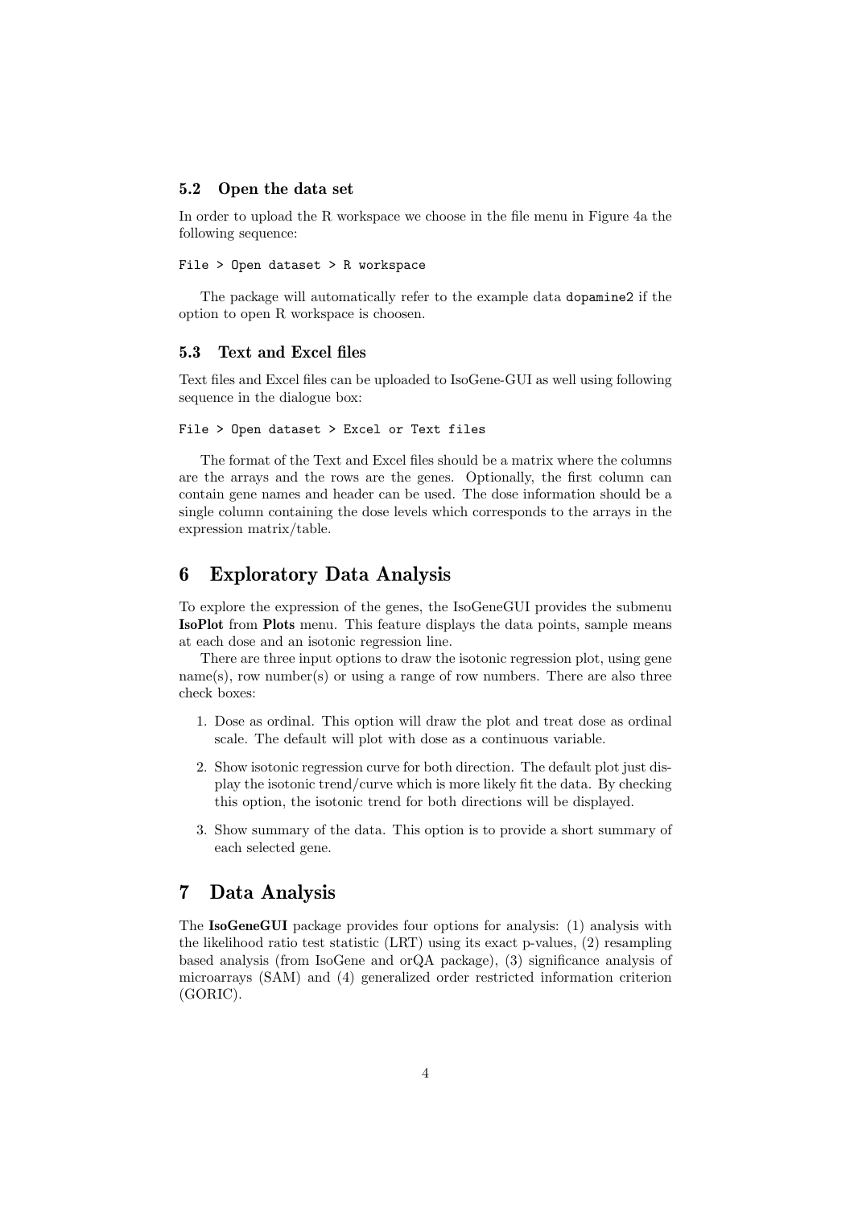### 5.2 Open the data set

In order to upload the R workspace we choose in the file menu in Figure 4a the following sequence:

```
File > Open dataset > R workspace
```

The package will automatically refer to the example data `dopamine2` if the option to open R workspace is choosen.

### 5.3 Text and Excel files

Text files and Excel files can be uploaded to IsoGene-GUI as well using following sequence in the dialogue box:

```
File > Open dataset > Excel or Text files
```

The format of the Text and Excel files should be a matrix where the columns are the arrays and the rows are the genes. Optionally, the first column can contain gene names and header can be used. The dose information should be a single column containing the dose levels which corresponds to the arrays in the expression matrix/table.

## 6 Exploratory Data Analysis

To explore the expression of the genes, the IsoGeneGUI provides the submenu **IsoPlot** from **Plots** menu. This feature displays the data points, sample means at each dose and an isotonic regression line.

There are three input options to draw the isotonic regression plot, using gene name(s), row number(s) or using a range of row numbers. There are also three check boxes:

1. Dose as ordinal. This option will draw the plot and treat dose as ordinal scale. The default will plot with dose as a continuous variable.
2. Show isotonic regression curve for both direction. The default plot just display the isotonic trend/curve which is more likely fit the data. By checking this option, the isotonic trend for both directions will be displayed.
3. Show summary of the data. This option is to provide a short summary of each selected gene.

## 7 Data Analysis

The **IsoGeneGUI** package provides four options for analysis: (1) analysis with the likelihood ratio test statistic (LRT) using its exact p-values, (2) resampling based analysis (from IsoGene and orQA package), (3) significance analysis of microarrays (SAM) and (4) generalized order restricted information criterion (GORIC).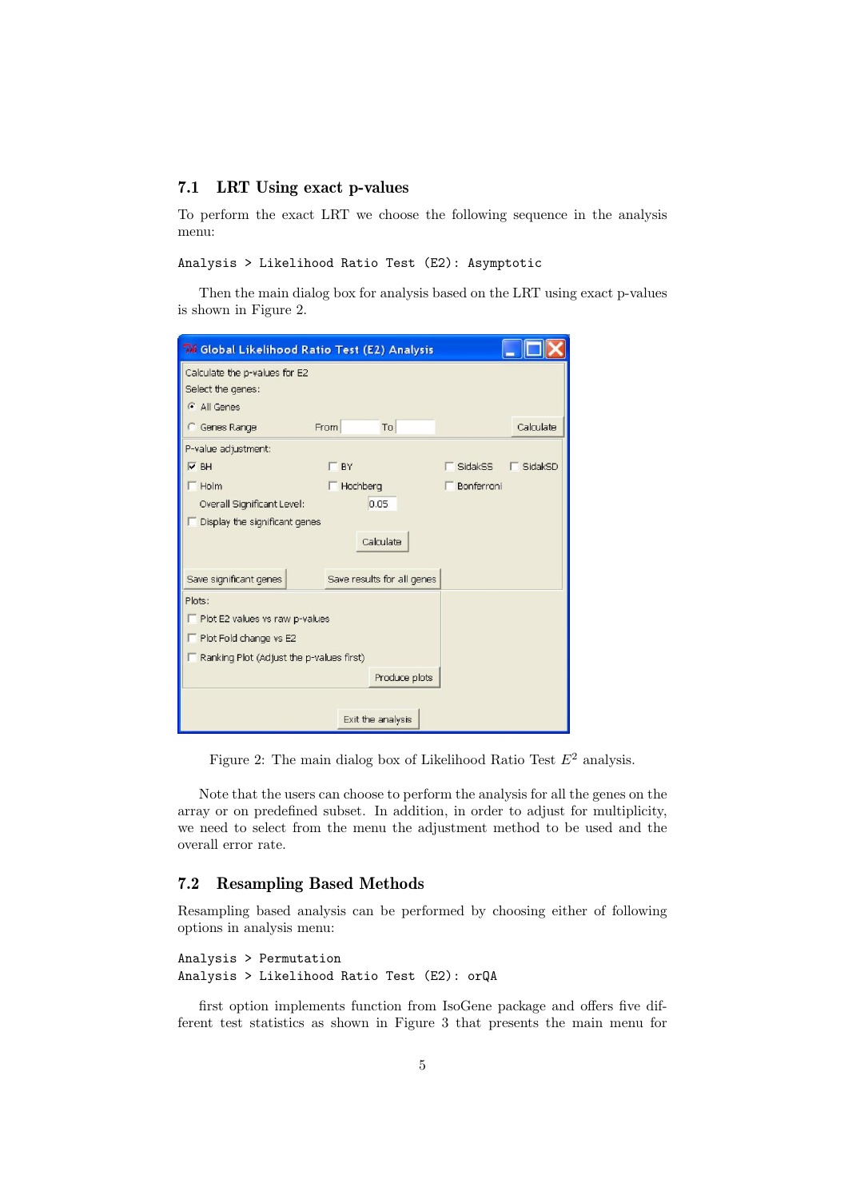## 7.1 LRT Using exact p-values

To perform the exact LRT we choose the following sequence in the analysis menu:

```
Analysis > Likelihood Ratio Test (E2): Asymptotic
```

Then the main dialog box for analysis based on the LRT using exact p-values is shown in Figure 2.

Figure 2: The main dialog box of Likelihood Ratio Test $E^2$ analysis.

Note that the users can choose to perform the analysis for all the genes on the array or on predefined subset. In addition, in order to adjust for multiplicity, we need to select from the menu the adjustment method to be used and the overall error rate.

## 7.2 Resampling Based Methods

Resampling based analysis can be performed by choosing either of following options in analysis menu:

```
Analysis > Permutation
Analysis > Likelihood Ratio Test (E2): orQA
```

first option implements function from IsoGene package and offers five different test statistics as shown in Figure 3 that presents the main menu for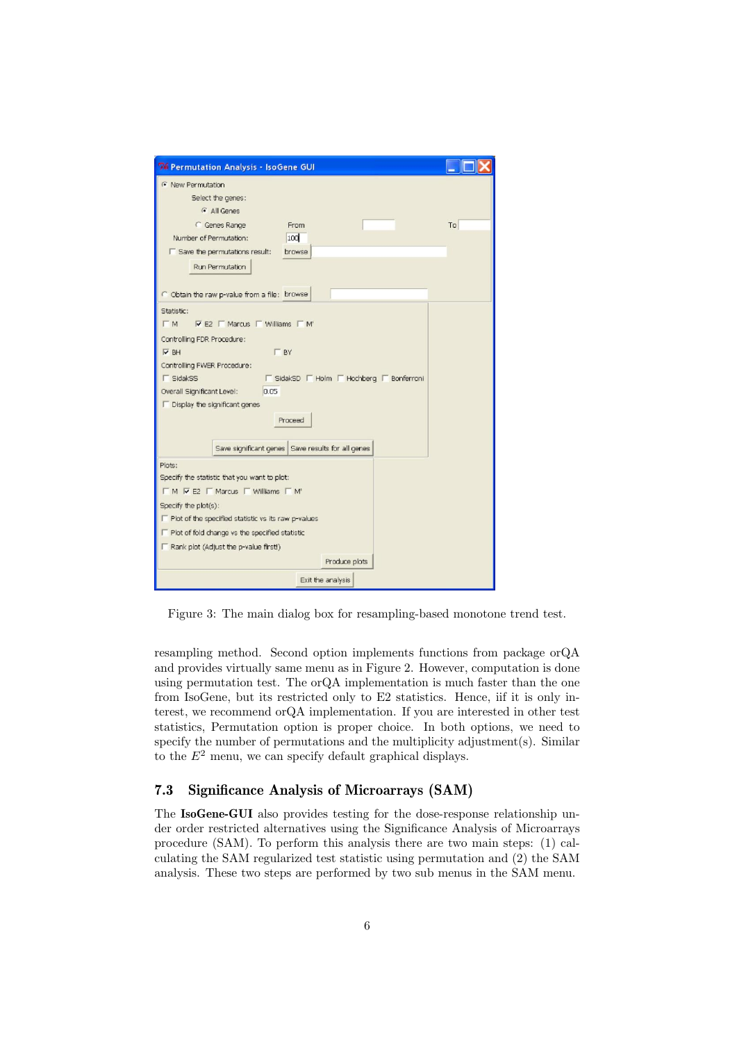Figure 3: The main dialog box for resampling-based monotone trend test.

resampling method. Second option implements functions from package orQA and provides virtually same menu as in Figure 2. However, computation is done using permutation test. The orQA implementation is much faster than the one from IsoGene, but its restricted only to E2 statistics. Hence, iif it is only interest, we recommend orQA implementation. If you are interested in other test statistics, Permutation option is proper choice. In both options, we need to specify the number of permutations and the multiplicity adjustment(s). Similar to the $E^2$ menu, we can specify default graphical displays.

### 7.3 Significance Analysis of Microarrays (SAM)

The **IsoGene-GUI** also provides testing for the dose-response relationship under order restricted alternatives using the Significance Analysis of Microarrays procedure (SAM). To perform this analysis there are two main steps: (1) calculating the SAM regularized test statistic using permutation and (2) the SAM analysis. These two steps are performed by two sub menus in the SAM menu.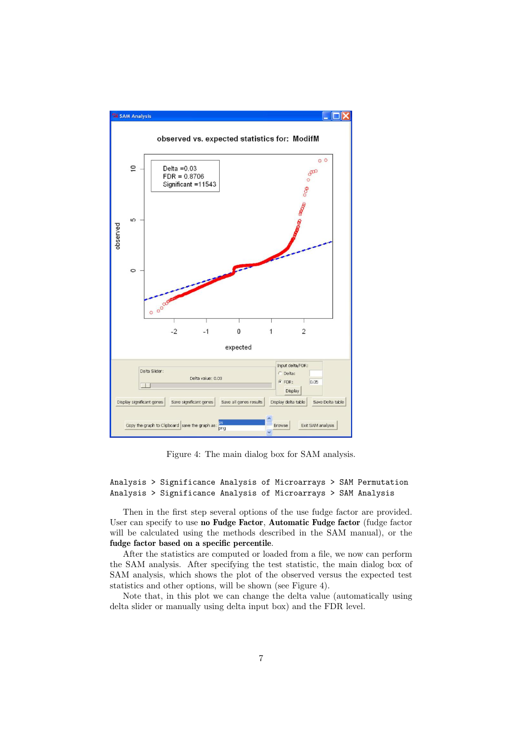Figure 4: The main dialog box for SAM analysis.

```
Analysis > Significance Analysis of Microarrays > SAM Permutation
Analysis > Significance Analysis of Microarrays > SAM Analysis
```

Then in the first step several options of the use fudge factor are provided. User can specify to use **no Fudge Factor**, **Automatic Fudge Factor** (fudge factor will be calculated using the methods described in the SAM manual), or the **fudge factor based on a specific percentile**.

After the statistics are computed or loaded from a file, we now can perform the SAM analysis. After specifying the test statistic, the main dialog box of SAM analysis, which shows the plot of the observed versus the expected test statistics and other options, will be shown (see Figure 4).

Note that, in this plot we can change the delta value (automatically using delta slider or manually using delta input box) and the FDR level.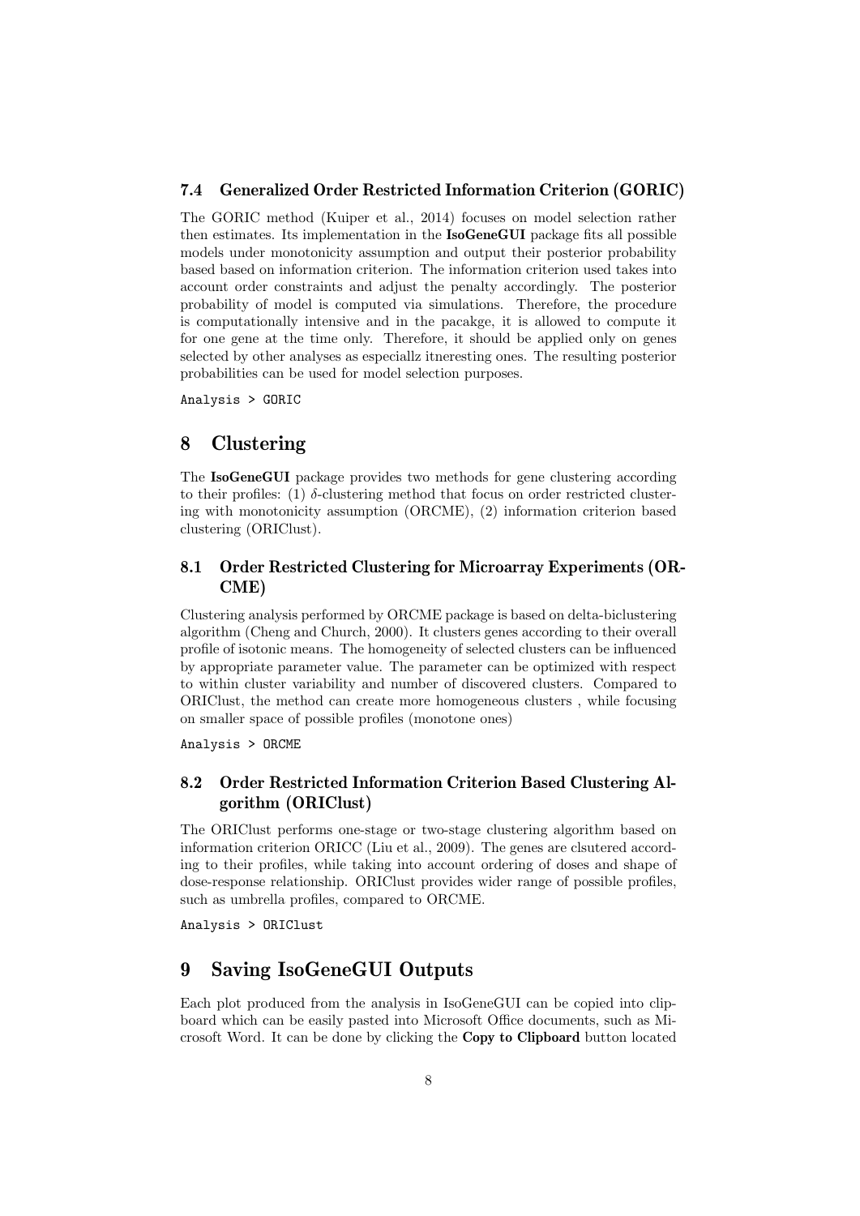### 7.4 Generalized Order Restricted Information Criterion (GORIC)

The GORIC method (Kuiper et al., 2014) focuses on model selection rather then estimates. Its implementation in the **IsoGeneGUI** package fits all possible models under monotonicity assumption and output their posterior probability based based on information criterion. The information criterion used takes into account order constraints and adjust the penalty accordingly. The posterior probability of model is computed via simulations. Therefore, the procedure is computationally intensive and in the pacakge, it is allowed to compute it for one gene at the time only. Therefore, it should be applied only on genes selected by other analyses as especiallz itneresting ones. The resulting posterior probabilities can be used for model selection purposes.

```
Analysis > GORIC
```

## 8 Clustering

The **IsoGeneGUI** package provides two methods for gene clustering according to their profiles: (1) $\delta$-clustering method that focus on order restricted clustering with monotonicity assumption (ORCME), (2) information criterion based clustering (ORIClust).

### 8.1 Order Restricted Clustering for Microarray Experiments (ORCME)

Clustering analysis performed by ORCME package is based on delta-biclustering algorithm (Cheng and Church, 2000). It clusters genes according to their overall profile of isotonic means. The homogeneity of selected clusters can be influenced by appropriate parameter value. The parameter can be optimized with respect to within cluster variability and number of discovered clusters. Compared to ORIClust, the method can create more homogeneous clusters , while focusing on smaller space of possible profiles (monotone ones)

```
Analysis > ORCME
```

### 8.2 Order Restricted Information Criterion Based Clustering Algorithm (ORIClust)

The ORIClust performs one-stage or two-stage clustering algorithm based on information criterion ORICC (Liu et al., 2009). The genes are clsutered according to their profiles, while taking into account ordering of doses and shape of dose-response relationship. ORIClust provides wider range of possible profiles, such as umbrella profiles, compared to ORCME.

```
Analysis > ORIClust
```

## 9 Saving IsoGeneGUI Outputs

Each plot produced from the analysis in IsoGeneGUI can be copied into clipboard which can be easily pasted into Microsoft Office documents, such as Microsoft Word. It can be done by clicking the **Copy to Clipboard** button located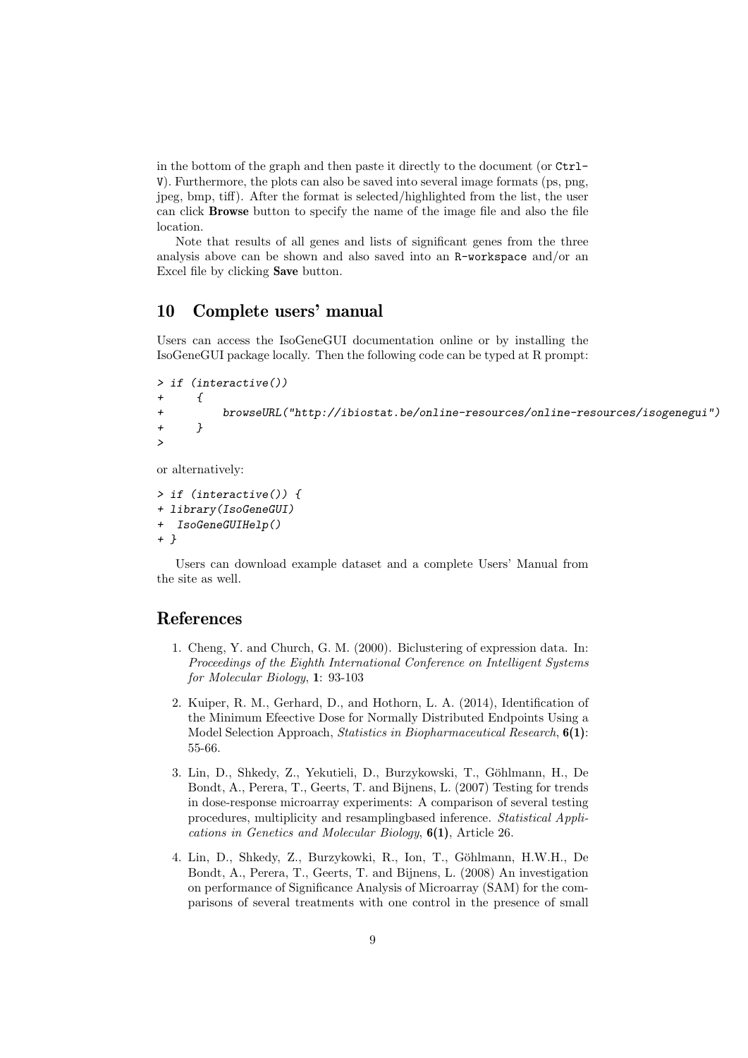in the bottom of the graph and then paste it directly to the document (or `Ctrl-V`). Furthermore, the plots can also be saved into several image formats (ps, png, jpeg, bmp, tiff). After the format is selected/highlighted from the list, the user can click **Browse** button to specify the name of the image file and also the file location.

Note that results of all genes and lists of significant genes from the three analysis above can be shown and also saved into an `R-workspace` and/or an Excel file by clicking **Save** button.

## 10 Complete users' manual

Users can access the IsoGeneGUI documentation online or by installing the IsoGeneGUI package locally. Then the following code can be typed at R prompt:

```
> if (interactive())
+     {
+         browseURL("http://ibiostat.be/online-resources/online-resources/isogenegui")
+     }
>
```

or alternatively:

```
> if (interactive()) {
+ library(IsoGeneGUI)
+  IsoGeneGUIHelp()
+ }
```

Users can download example dataset and a complete Users' Manual from the site as well.

## References

1. Cheng, Y. and Church, G. M. (2000). Biclustering of expression data. In: *Proceedings of the Eighth International Conference on Intelligent Systems for Molecular Biology*, **1**: 93-103

2. Kuiper, R. M., Gerhard, D., and Hothorn, L. A. (2014), Identification of the Minimum Efeective Dose for Normally Distributed Endpoints Using a Model Selection Approach, *Statistics in Biopharmaceutical Research*, **6(1)**: 55-66.

3. Lin, D., Shkedy, Z., Yekutieli, D., Burzykowski, T., Göhlmann, H., De Bondt, A., Perera, T., Geerts, T. and Bijnens, L. (2007) Testing for trends in dose-response microarray experiments: A comparison of several testing procedures, multiplicity and resamplingbased inference. *Statistical Applications in Genetics and Molecular Biology*, **6(1)**, Article 26.

4. Lin, D., Shkedy, Z., Burzykowki, R., Ion, T., Göhlmann, H.W.H., De Bondt, A., Perera, T., Geerts, T. and Bijnens, L. (2008) An investigation on performance of Significance Analysis of Microarray (SAM) for the comparisons of several treatments with one control in the presence of small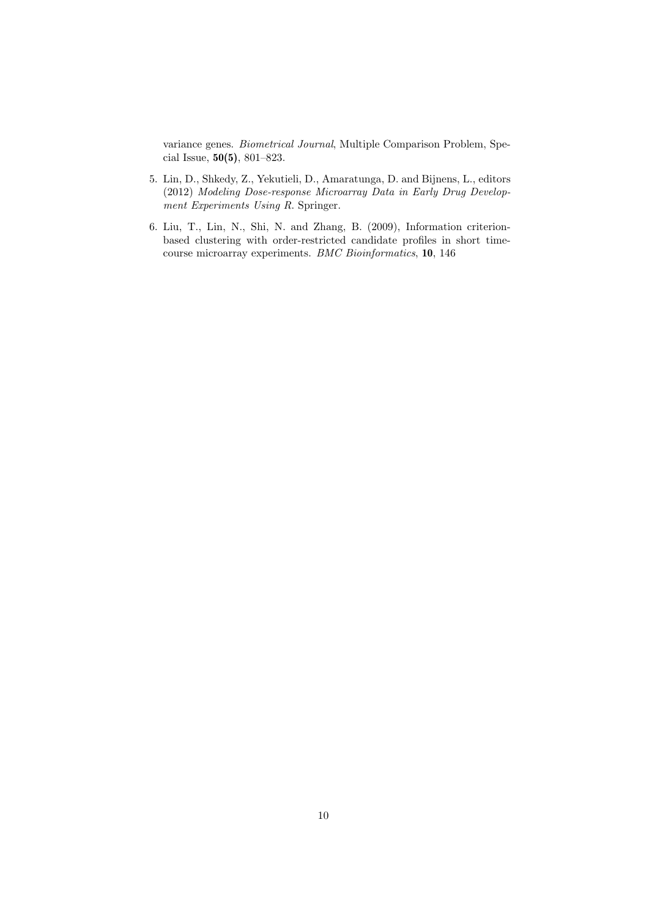variance genes. *Biometrical Journal*, Multiple Comparison Problem, Special Issue, **50(5)**, 801–823.

5. Lin, D., Shkedy, Z., Yekutieli, D., Amaratunga, D. and Bijnens, L., editors (2012) *Modeling Dose-response Microarray Data in Early Drug Development Experiments Using R*. Springer.

6. Liu, T., Lin, N., Shi, N. and Zhang, B. (2009), Information criterion-based clustering with order-restricted candidate profiles in short time-course microarray experiments. *BMC Bioinformatics*, **10**, 146